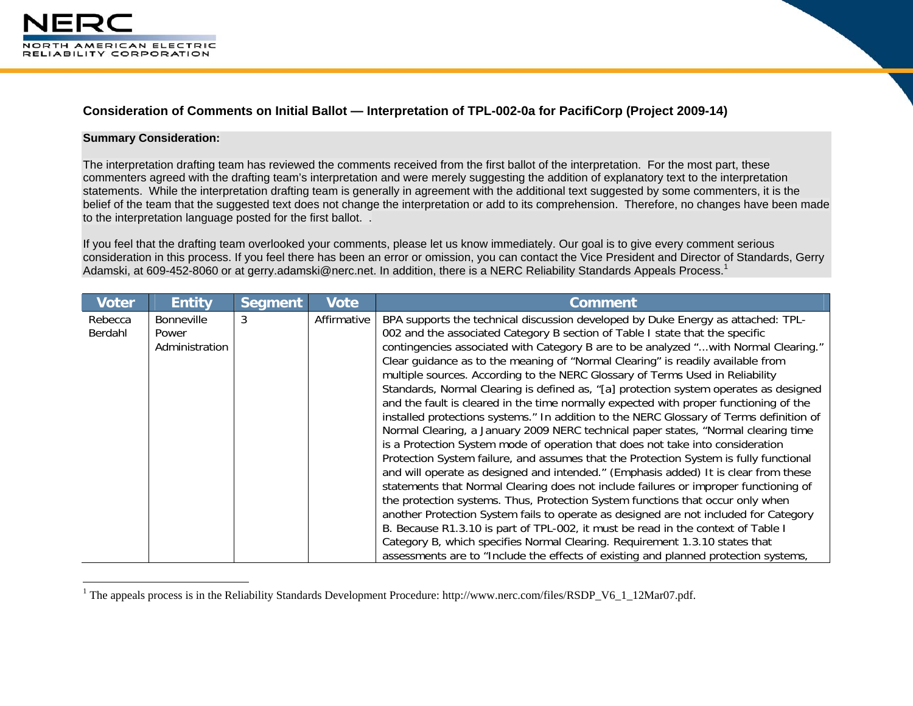## Consideration of Comments on Initial Ballot — Interpretation of TPL-002-0a for PacifiCorp (Project 2009-14)

**Summary Consideration:**

The interpretation drafting team has reviewed the comments received from the first ballot of the interpretation. For the most part, these commenters agreed with the drafting team's interpretation and were merely suggesting the addition of explanatory text to the interpretation statements. While the interpretation drafting team is generally in agreement with the additional text suggested by some commenters, it is the belief of the team that the suggested text does not change the interpretation or add to its comprehension. Therefore, no changes have been made to the interpretation language posted for the first ballot. .

If you feel that the drafting team overlooked your comments, please let us know immediately. Our goal is to give every comment serious consideration in this process. If you feel there has been an error or omission, you can contact the Vice President and Director of Standards, Gerry Adamski, at 609-452-8060 or at gerry.adamski@nerc.net. In addition, there is a NERC Reliability Standards Appeals Process.[1]

| Voter | Entity | Segment | Vote | Comment |
|---|---|---|---|---|
| Rebecca Berdahl | Bonneville Power Administration | 3 | Affirmative | BPA supports the technical discussion developed by Duke Energy as attached: TPL-002 and the associated Category B section of Table I state that the specific contingencies associated with Category B are to be analyzed "...with Normal Clearing." Clear guidance as to the meaning of "Normal Clearing" is readily available from multiple sources. According to the NERC Glossary of Terms Used in Reliability Standards, Normal Clearing is defined as, "[a] protection system operates as designed and the fault is cleared in the time normally expected with proper functioning of the installed protections systems." In addition to the NERC Glossary of Terms definition of Normal Clearing, a January 2009 NERC technical paper states, "Normal clearing time is a Protection System mode of operation that does not take into consideration Protection System failure, and assumes that the Protection System is fully functional and will operate as designed and intended." (Emphasis added) It is clear from these statements that Normal Clearing does not include failures or improper functioning of the protection systems. Thus, Protection System functions that occur only when another Protection System fails to operate as designed are not included for Category B. Because R1.3.10 is part of TPL-002, it must be read in the context of Table I Category B, which specifies Normal Clearing. Requirement 1.3.10 states that assessments are to "Include the effects of existing and planned protection systems, |

[1] The appeals process is in the Reliability Standards Development Procedure: http://www.nerc.com/files/RSDP_V6_1_12Mar07.pdf.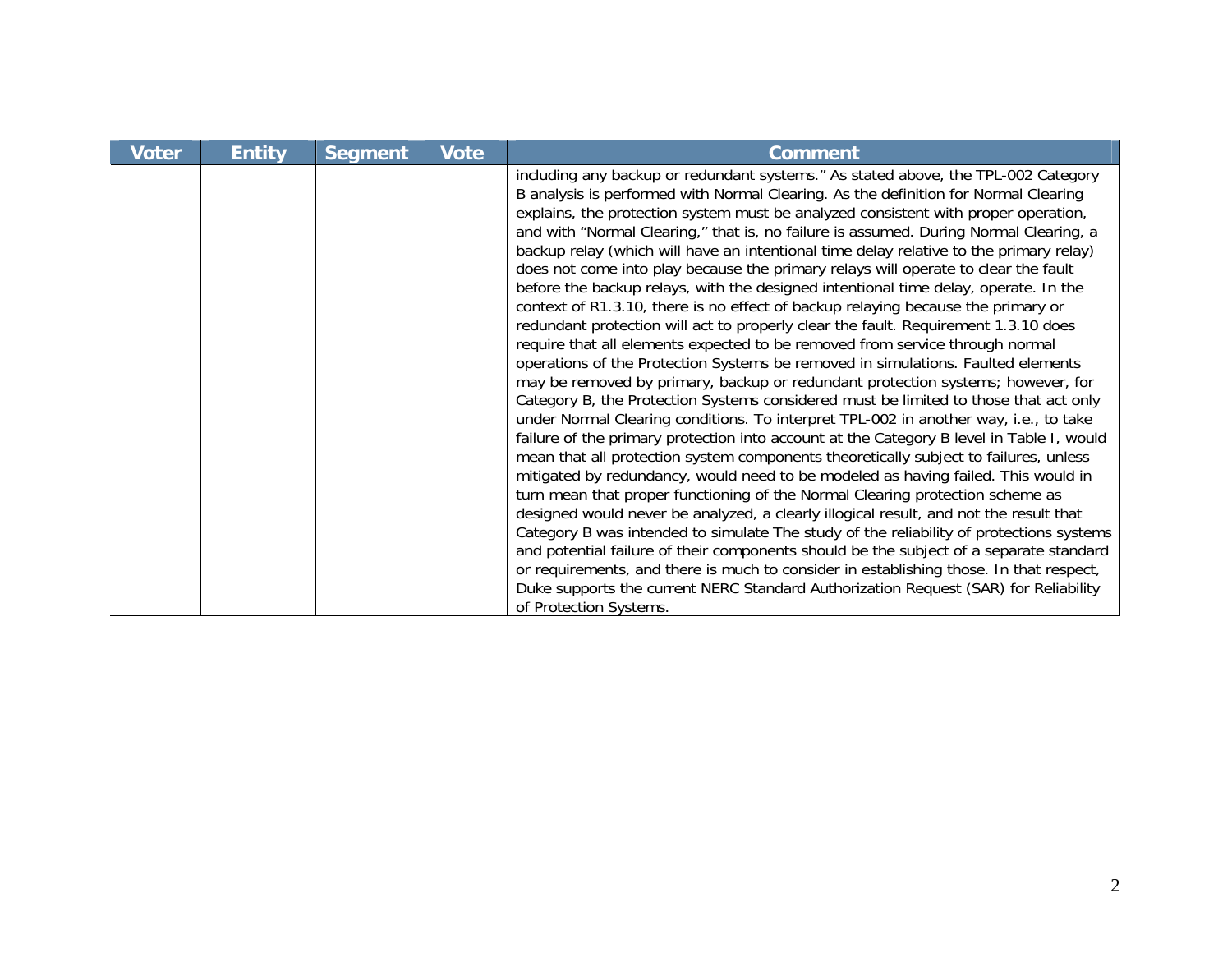| Voter | Entity | Segment | Vote | Comment |
|---|---|---|---|---|
| | | | | including any backup or redundant systems." As stated above, the TPL-002 Category B analysis is performed with Normal Clearing. As the definition for Normal Clearing explains, the protection system must be analyzed consistent with proper operation, and with "Normal Clearing," that is, no failure is assumed. During Normal Clearing, a backup relay (which will have an intentional time delay relative to the primary relay) does not come into play because the primary relays will operate to clear the fault before the backup relays, with the designed intentional time delay, operate. In the context of R1.3.10, there is no effect of backup relaying because the primary or redundant protection will act to properly clear the fault. Requirement 1.3.10 does require that all elements expected to be removed from service through normal operations of the Protection Systems be removed in simulations. Faulted elements may be removed by primary, backup or redundant protection systems; however, for Category B, the Protection Systems considered must be limited to those that act only under Normal Clearing conditions. To interpret TPL-002 in another way, i.e., to take failure of the primary protection into account at the Category B level in Table I, would mean that all protection system components theoretically subject to failures, unless mitigated by redundancy, would need to be modeled as having failed. This would in turn mean that proper functioning of the Normal Clearing protection scheme as designed would never be analyzed, a clearly illogical result, and not the result that Category B was intended to simulate The study of the reliability of protections systems and potential failure of their components should be the subject of a separate standard or requirements, and there is much to consider in establishing those. In that respect, Duke supports the current NERC Standard Authorization Request (SAR) for Reliability of Protection Systems. |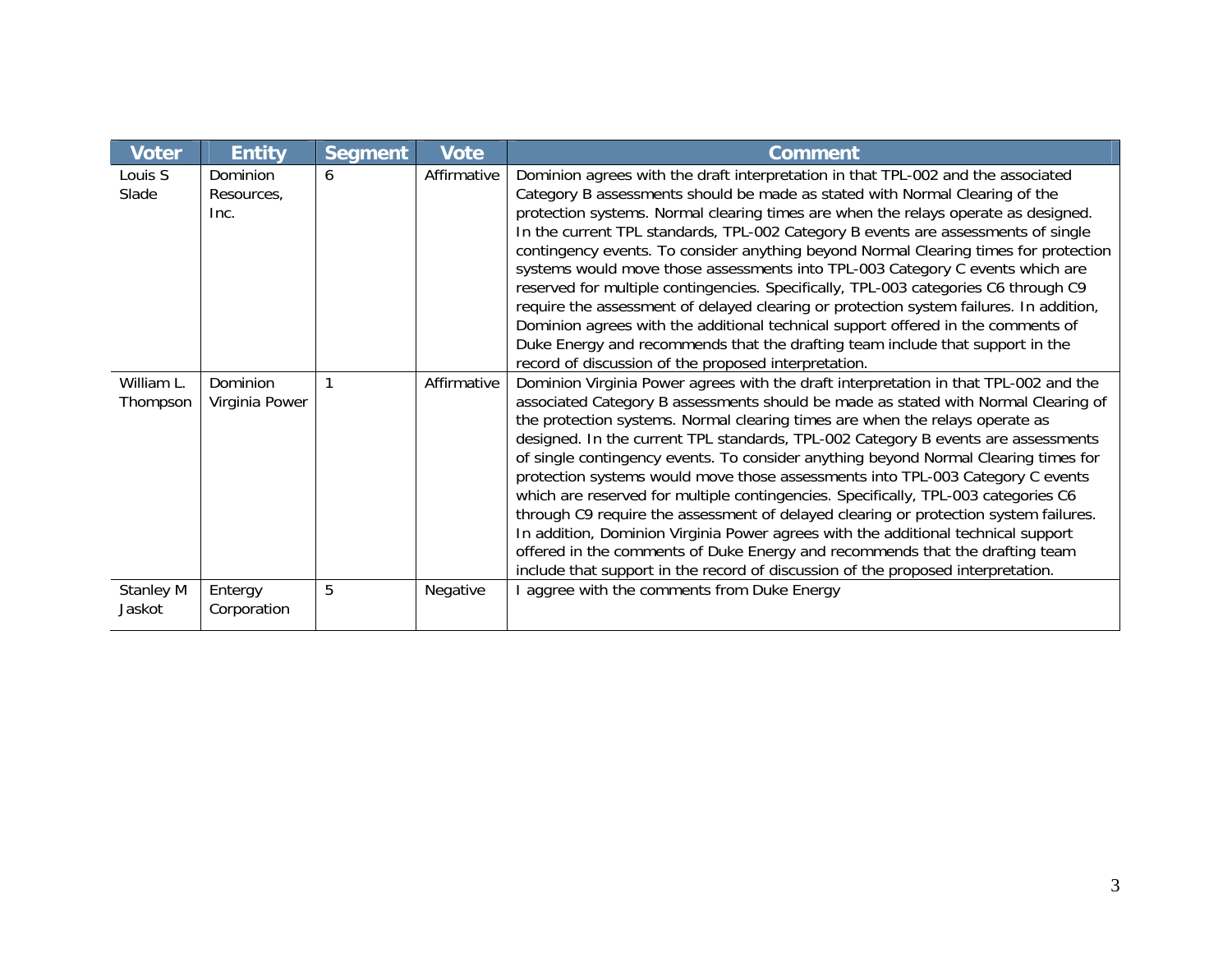| Voter | Entity | Segment | Vote | Comment |
|---|---|---|---|---|
| Louis S Slade | Dominion Resources, Inc. | 6 | Affirmative | Dominion agrees with the draft interpretation in that TPL-002 and the associated Category B assessments should be made as stated with Normal Clearing of the protection systems. Normal clearing times are when the relays operate as designed. In the current TPL standards, TPL-002 Category B events are assessments of single contingency events. To consider anything beyond Normal Clearing times for protection systems would move those assessments into TPL-003 Category C events which are reserved for multiple contingencies. Specifically, TPL-003 categories C6 through C9 require the assessment of delayed clearing or protection system failures. In addition, Dominion agrees with the additional technical support offered in the comments of Duke Energy and recommends that the drafting team include that support in the record of discussion of the proposed interpretation. |
| William L. Thompson | Dominion Virginia Power | 1 | Affirmative | Dominion Virginia Power agrees with the draft interpretation in that TPL-002 and the associated Category B assessments should be made as stated with Normal Clearing of the protection systems. Normal clearing times are when the relays operate as designed. In the current TPL standards, TPL-002 Category B events are assessments of single contingency events. To consider anything beyond Normal Clearing times for protection systems would move those assessments into TPL-003 Category C events which are reserved for multiple contingencies. Specifically, TPL-003 categories C6 through C9 require the assessment of delayed clearing or protection system failures. In addition, Dominion Virginia Power agrees with the additional technical support offered in the comments of Duke Energy and recommends that the drafting team include that support in the record of discussion of the proposed interpretation. |
| Stanley M Jaskot | Entergy Corporation | 5 | Negative | I aggree with the comments from Duke Energy |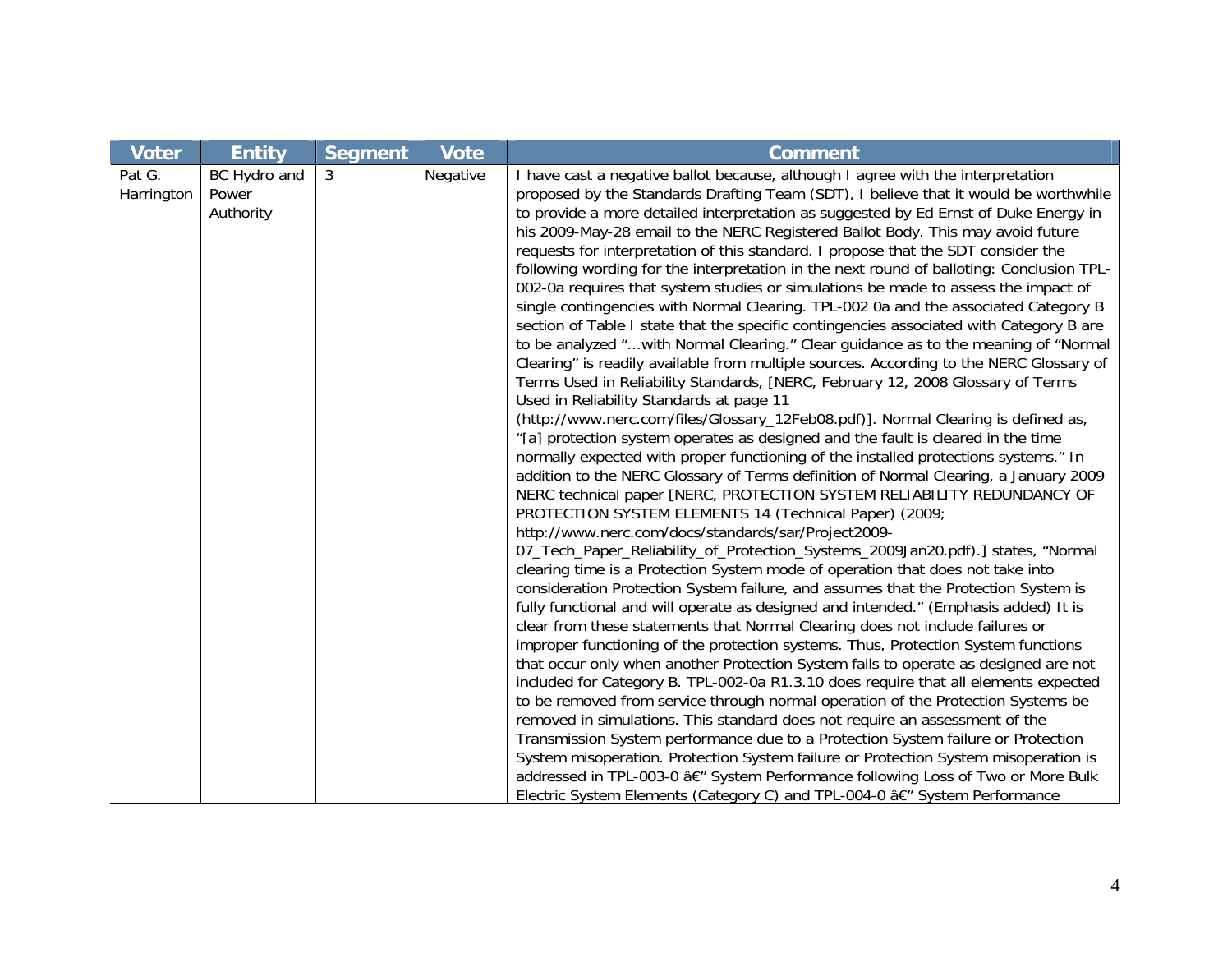| Voter | Entity | Segment | Vote | Comment |
|---|---|---|---|---|
| Pat G. Harrington | BC Hydro and Power Authority | 3 | Negative | I have cast a negative ballot because, although I agree with the interpretation proposed by the Standards Drafting Team (SDT), I believe that it would be worthwhile to provide a more detailed interpretation as suggested by Ed Ernst of Duke Energy in his 2009-May-28 email to the NERC Registered Ballot Body. This may avoid future requests for interpretation of this standard. I propose that the SDT consider the following wording for the interpretation in the next round of balloting: Conclusion TPL-002-0a requires that system studies or simulations be made to assess the impact of single contingencies with Normal Clearing. TPL-002 0a and the associated Category B section of Table I state that the specific contingencies associated with Category B are to be analyzed "…with Normal Clearing." Clear guidance as to the meaning of "Normal Clearing" is readily available from multiple sources. According to the NERC Glossary of Terms Used in Reliability Standards, [NERC, February 12, 2008 Glossary of Terms Used in Reliability Standards at page 11 (http://www.nerc.com/files/Glossary_12Feb08.pdf)]. Normal Clearing is defined as, "[a] protection system operates as designed and the fault is cleared in the time normally expected with proper functioning of the installed protections systems." In addition to the NERC Glossary of Terms definition of Normal Clearing, a January 2009 NERC technical paper [NERC, PROTECTION SYSTEM RELIABILITY REDUNDANCY OF PROTECTION SYSTEM ELEMENTS 14 (Technical Paper) (2009; http://www.nerc.com/docs/standards/sar/Project2009-07_Tech_Paper_Reliability_of_Protection_Systems_2009Jan20.pdf).] states, "Normal clearing time is a Protection System mode of operation that does not take into consideration Protection System failure, and assumes that the Protection System is fully functional and will operate as designed and intended." (Emphasis added) It is clear from these statements that Normal Clearing does not include failures or improper functioning of the protection systems. Thus, Protection System functions that occur only when another Protection System fails to operate as designed are not included for Category B. TPL-002-0a R1.3.10 does require that all elements expected to be removed from service through normal operation of the Protection Systems be removed in simulations. This standard does not require an assessment of the Transmission System performance due to a Protection System failure or Protection System misoperation. Protection System failure or Protection System misoperation is addressed in TPL-003-0 â€" System Performance following Loss of Two or More Bulk Electric System Elements (Category C) and TPL-004-0 â€" System Performance |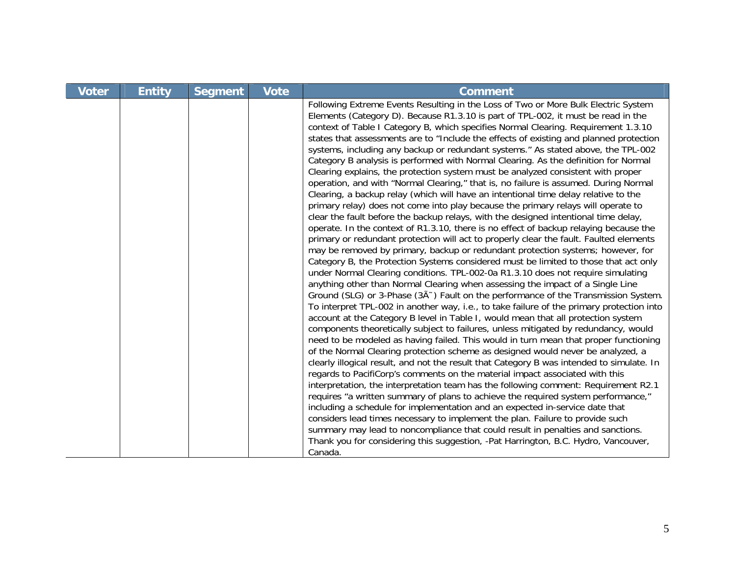| Voter | Entity | Segment | Vote | Comment |
|---|---|---|---|---|
| | | | | Following Extreme Events Resulting in the Loss of Two or More Bulk Electric System Elements (Category D). Because R1.3.10 is part of TPL-002, it must be read in the context of Table I Category B, which specifies Normal Clearing. Requirement 1.3.10 states that assessments are to "Include the effects of existing and planned protection systems, including any backup or redundant systems." As stated above, the TPL-002 Category B analysis is performed with Normal Clearing. As the definition for Normal Clearing explains, the protection system must be analyzed consistent with proper operation, and with "Normal Clearing," that is, no failure is assumed. During Normal Clearing, a backup relay (which will have an intentional time delay relative to the primary relay) does not come into play because the primary relays will operate to clear the fault before the backup relays, with the designed intentional time delay, operate. In the context of R1.3.10, there is no effect of backup relaying because the primary or redundant protection will act to properly clear the fault. Faulted elements may be removed by primary, backup or redundant protection systems; however, for Category B, the Protection Systems considered must be limited to those that act only under Normal Clearing conditions. TPL-002-0a R1.3.10 does not require simulating anything other than Normal Clearing when assessing the impact of a Single Line Ground (SLG) or 3-Phase (3Ã˜) Fault on the performance of the Transmission System. To interpret TPL-002 in another way, i.e., to take failure of the primary protection into account at the Category B level in Table I, would mean that all protection system components theoretically subject to failures, unless mitigated by redundancy, would need to be modeled as having failed. This would in turn mean that proper functioning of the Normal Clearing protection scheme as designed would never be analyzed, a clearly illogical result, and not the result that Category B was intended to simulate. In regards to PacifiCorp's comments on the material impact associated with this interpretation, the interpretation team has the following comment: Requirement R2.1 requires "a written summary of plans to achieve the required system performance," including a schedule for implementation and an expected in-service date that considers lead times necessary to implement the plan. Failure to provide such summary may lead to noncompliance that could result in penalties and sanctions. Thank you for considering this suggestion, -Pat Harrington, B.C. Hydro, Vancouver, Canada. |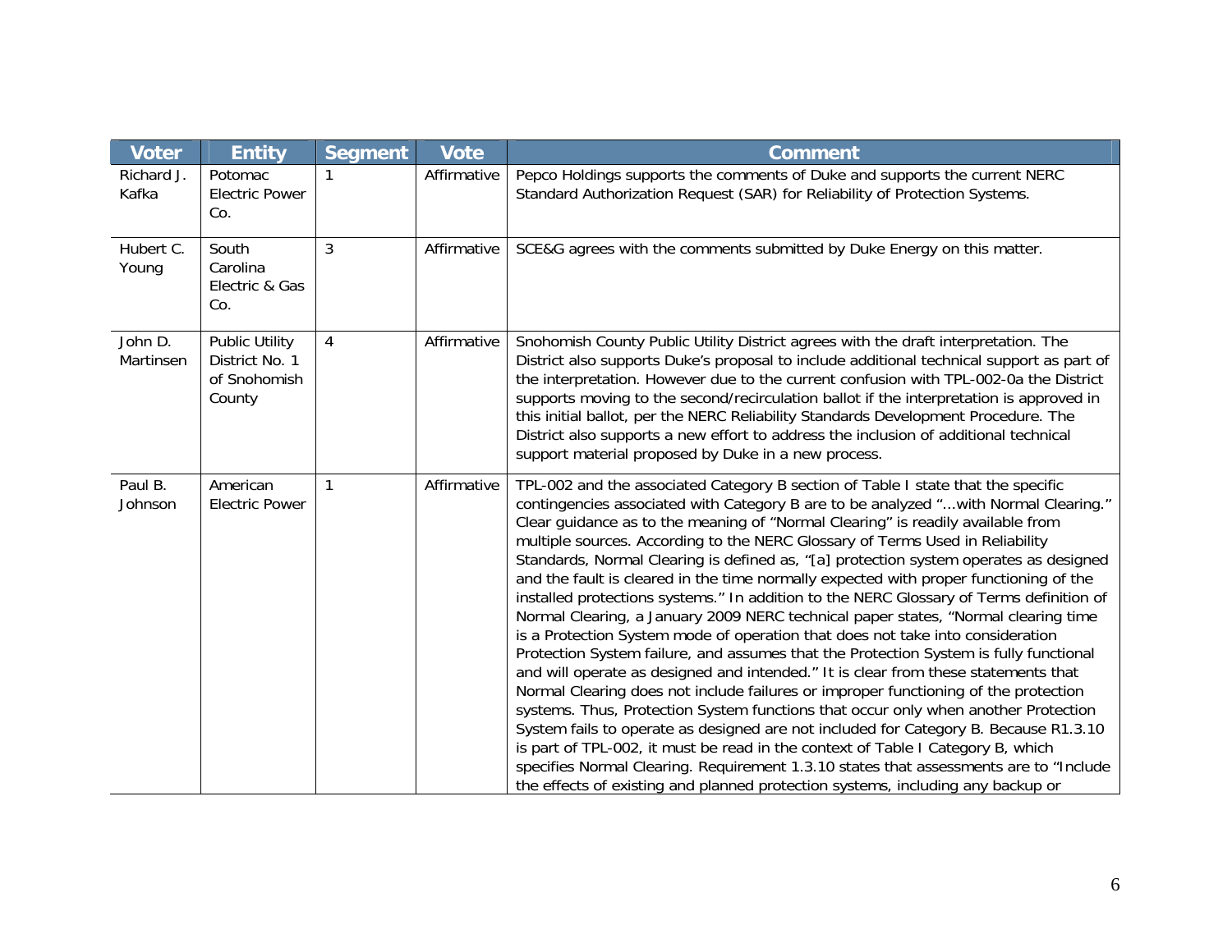| Voter | Entity | Segment | Vote | Comment |
|---|---|---|---|---|
| Richard J. Kafka | Potomac Electric Power Co. | 1 | Affirmative | Pepco Holdings supports the comments of Duke and supports the current NERC Standard Authorization Request (SAR) for Reliability of Protection Systems. |
| Hubert C. Young | South Carolina Electric & Gas Co. | 3 | Affirmative | SCE&G agrees with the comments submitted by Duke Energy on this matter. |
| John D. Martinsen | Public Utility District No. 1 of Snohomish County | 4 | Affirmative | Snohomish County Public Utility District agrees with the draft interpretation. The District also supports Duke's proposal to include additional technical support as part of the interpretation. However due to the current confusion with TPL-002-0a the District supports moving to the second/recirculation ballot if the interpretation is approved in this initial ballot, per the NERC Reliability Standards Development Procedure. The District also supports a new effort to address the inclusion of additional technical support material proposed by Duke in a new process. |
| Paul B. Johnson | American Electric Power | 1 | Affirmative | TPL-002 and the associated Category B section of Table I state that the specific contingencies associated with Category B are to be analyzed "...with Normal Clearing." Clear guidance as to the meaning of "Normal Clearing" is readily available from multiple sources. According to the NERC Glossary of Terms Used in Reliability Standards, Normal Clearing is defined as, "[a] protection system operates as designed and the fault is cleared in the time normally expected with proper functioning of the installed protections systems." In addition to the NERC Glossary of Terms definition of Normal Clearing, a January 2009 NERC technical paper states, "Normal clearing time is a Protection System mode of operation that does not take into consideration Protection System failure, and assumes that the Protection System is fully functional and will operate as designed and intended." It is clear from these statements that Normal Clearing does not include failures or improper functioning of the protection systems. Thus, Protection System functions that occur only when another Protection System fails to operate as designed are not included for Category B. Because R1.3.10 is part of TPL-002, it must be read in the context of Table I Category B, which specifies Normal Clearing. Requirement 1.3.10 states that assessments are to "Include the effects of existing and planned protection systems, including any backup or |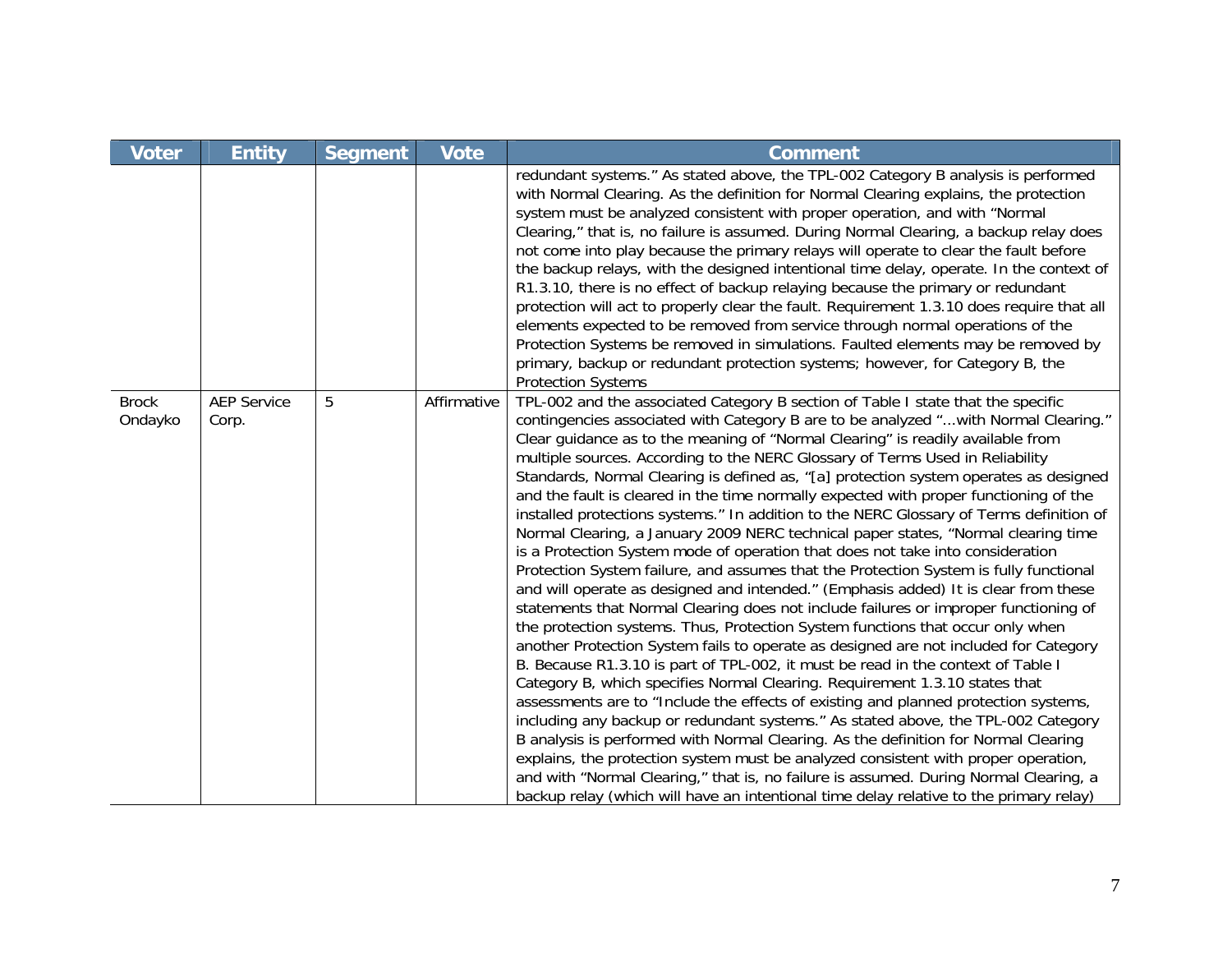| Voter | Entity | Segment | Vote | Comment |
|---|---|---|---|---|
| | | | | redundant systems." As stated above, the TPL-002 Category B analysis is performed with Normal Clearing. As the definition for Normal Clearing explains, the protection system must be analyzed consistent with proper operation, and with "Normal Clearing," that is, no failure is assumed. During Normal Clearing, a backup relay does not come into play because the primary relays will operate to clear the fault before the backup relays, with the designed intentional time delay, operate. In the context of R1.3.10, there is no effect of backup relaying because the primary or redundant protection will act to properly clear the fault. Requirement 1.3.10 does require that all elements expected to be removed from service through normal operations of the Protection Systems be removed in simulations. Faulted elements may be removed by primary, backup or redundant protection systems; however, for Category B, the Protection Systems |
| Brock Ondayko | AEP Service Corp. | 5 | Affirmative | TPL-002 and the associated Category B section of Table I state that the specific contingencies associated with Category B are to be analyzed "...with Normal Clearing." Clear guidance as to the meaning of "Normal Clearing" is readily available from multiple sources. According to the NERC Glossary of Terms Used in Reliability Standards, Normal Clearing is defined as, "[a] protection system operates as designed and the fault is cleared in the time normally expected with proper functioning of the installed protections systems." In addition to the NERC Glossary of Terms definition of Normal Clearing, a January 2009 NERC technical paper states, "Normal clearing time is a Protection System mode of operation that does not take into consideration Protection System failure, and assumes that the Protection System is fully functional and will operate as designed and intended." (Emphasis added) It is clear from these statements that Normal Clearing does not include failures or improper functioning of the protection systems. Thus, Protection System functions that occur only when another Protection System fails to operate as designed are not included for Category B. Because R1.3.10 is part of TPL-002, it must be read in the context of Table I Category B, which specifies Normal Clearing. Requirement 1.3.10 states that assessments are to "Include the effects of existing and planned protection systems, including any backup or redundant systems." As stated above, the TPL-002 Category B analysis is performed with Normal Clearing. As the definition for Normal Clearing explains, the protection system must be analyzed consistent with proper operation, and with "Normal Clearing," that is, no failure is assumed. During Normal Clearing, a backup relay (which will have an intentional time delay relative to the primary relay) |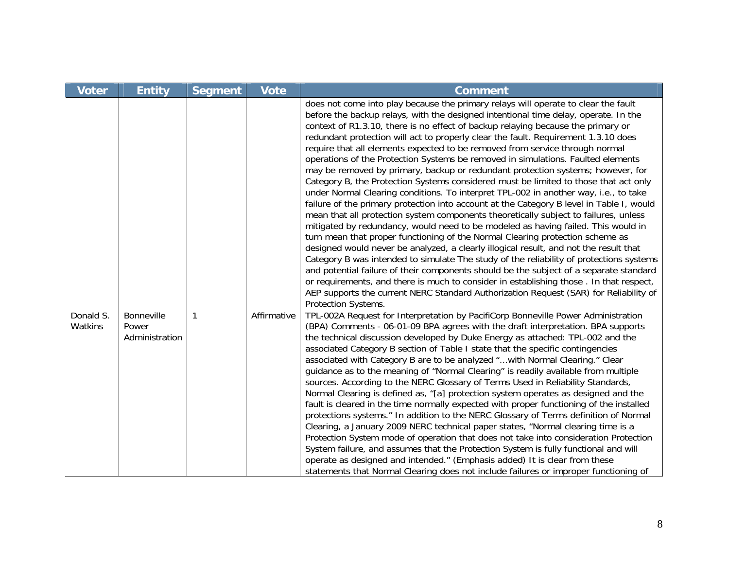| Voter | Entity | Segment | Vote | Comment |
|---|---|---|---|---|
| | | | | does not come into play because the primary relays will operate to clear the fault before the backup relays, with the designed intentional time delay, operate. In the context of R1.3.10, there is no effect of backup relaying because the primary or redundant protection will act to properly clear the fault. Requirement 1.3.10 does require that all elements expected to be removed from service through normal operations of the Protection Systems be removed in simulations. Faulted elements may be removed by primary, backup or redundant protection systems; however, for Category B, the Protection Systems considered must be limited to those that act only under Normal Clearing conditions. To interpret TPL-002 in another way, i.e., to take failure of the primary protection into account at the Category B level in Table I, would mean that all protection system components theoretically subject to failures, unless mitigated by redundancy, would need to be modeled as having failed. This would in turn mean that proper functioning of the Normal Clearing protection scheme as designed would never be analyzed, a clearly illogical result, and not the result that Category B was intended to simulate The study of the reliability of protections systems and potential failure of their components should be the subject of a separate standard or requirements, and there is much to consider in establishing those . In that respect, AEP supports the current NERC Standard Authorization Request (SAR) for Reliability of Protection Systems. |
| Donald S. Watkins | Bonneville Power Administration | 1 | Affirmative | TPL-002A Request for Interpretation by PacifiCorp Bonneville Power Administration (BPA) Comments - 06-01-09 BPA agrees with the draft interpretation. BPA supports the technical discussion developed by Duke Energy as attached: TPL-002 and the associated Category B section of Table I state that the specific contingencies associated with Category B are to be analyzed "…with Normal Clearing." Clear guidance as to the meaning of "Normal Clearing" is readily available from multiple sources. According to the NERC Glossary of Terms Used in Reliability Standards, Normal Clearing is defined as, "[a] protection system operates as designed and the fault is cleared in the time normally expected with proper functioning of the installed protections systems." In addition to the NERC Glossary of Terms definition of Normal Clearing, a January 2009 NERC technical paper states, "Normal clearing time is a Protection System mode of operation that does not take into consideration Protection System failure, and assumes that the Protection System is fully functional and will operate as designed and intended." (Emphasis added) It is clear from these statements that Normal Clearing does not include failures or improper functioning of |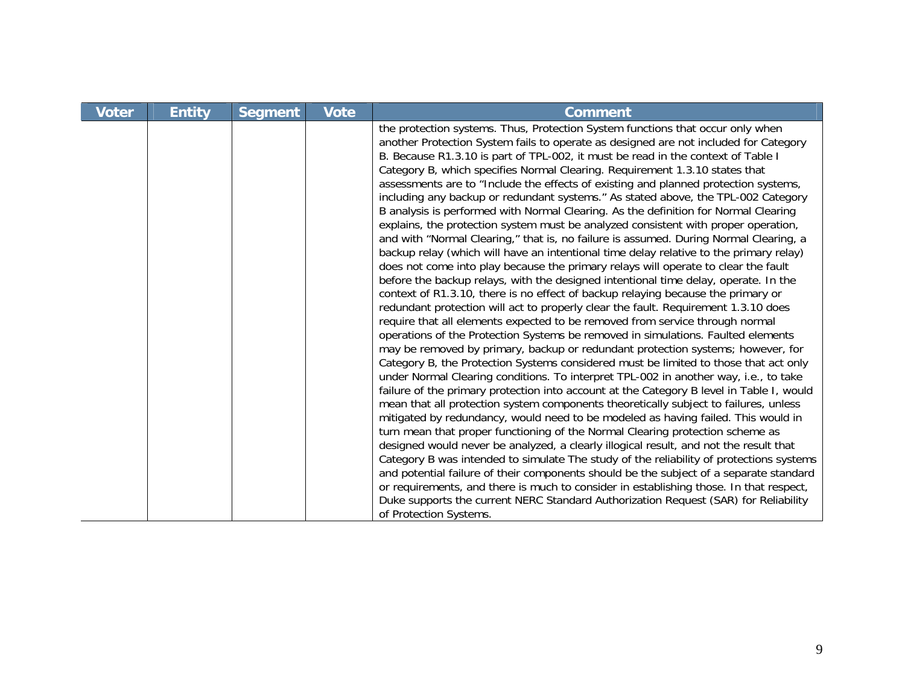| Voter | Entity | Segment | Vote | Comment |
|---|---|---|---|---|
| | | | | the protection systems. Thus, Protection System functions that occur only when another Protection System fails to operate as designed are not included for Category B. Because R1.3.10 is part of TPL-002, it must be read in the context of Table I Category B, which specifies Normal Clearing. Requirement 1.3.10 states that assessments are to "Include the effects of existing and planned protection systems, including any backup or redundant systems." As stated above, the TPL-002 Category B analysis is performed with Normal Clearing. As the definition for Normal Clearing explains, the protection system must be analyzed consistent with proper operation, and with "Normal Clearing," that is, no failure is assumed. During Normal Clearing, a backup relay (which will have an intentional time delay relative to the primary relay) does not come into play because the primary relays will operate to clear the fault before the backup relays, with the designed intentional time delay, operate. In the context of R1.3.10, there is no effect of backup relaying because the primary or redundant protection will act to properly clear the fault. Requirement 1.3.10 does require that all elements expected to be removed from service through normal operations of the Protection Systems be removed in simulations. Faulted elements may be removed by primary, backup or redundant protection systems; however, for Category B, the Protection Systems considered must be limited to those that act only under Normal Clearing conditions. To interpret TPL-002 in another way, i.e., to take failure of the primary protection into account at the Category B level in Table I, would mean that all protection system components theoretically subject to failures, unless mitigated by redundancy, would need to be modeled as having failed. This would in turn mean that proper functioning of the Normal Clearing protection scheme as designed would never be analyzed, a clearly illogical result, and not the result that Category B was intended to simulate The study of the reliability of protections systems and potential failure of their components should be the subject of a separate standard or requirements, and there is much to consider in establishing those. In that respect, Duke supports the current NERC Standard Authorization Request (SAR) for Reliability of Protection Systems. |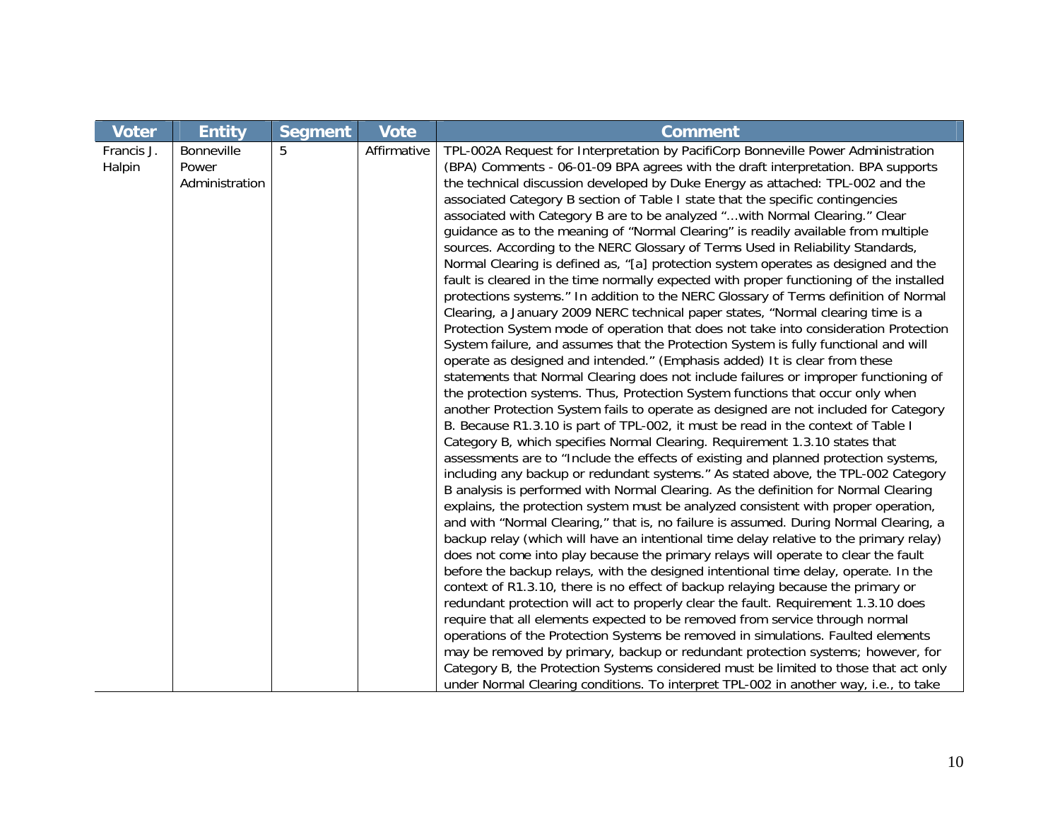| Voter | Entity | Segment | Vote | Comment |
|---|---|---|---|---|
| Francis J. Halpin | Bonneville Power Administration | 5 | Affirmative | TPL-002A Request for Interpretation by PacifiCorp Bonneville Power Administration (BPA) Comments - 06-01-09 BPA agrees with the draft interpretation. BPA supports the technical discussion developed by Duke Energy as attached: TPL-002 and the associated Category B section of Table I state that the specific contingencies associated with Category B are to be analyzed "…with Normal Clearing." Clear guidance as to the meaning of "Normal Clearing" is readily available from multiple sources. According to the NERC Glossary of Terms Used in Reliability Standards, Normal Clearing is defined as, "[a] protection system operates as designed and the fault is cleared in the time normally expected with proper functioning of the installed protections systems." In addition to the NERC Glossary of Terms definition of Normal Clearing, a January 2009 NERC technical paper states, "Normal clearing time is a Protection System mode of operation that does not take into consideration Protection System failure, and assumes that the Protection System is fully functional and will operate as designed and intended." (Emphasis added) It is clear from these statements that Normal Clearing does not include failures or improper functioning of the protection systems. Thus, Protection System functions that occur only when another Protection System fails to operate as designed are not included for Category B. Because R1.3.10 is part of TPL-002, it must be read in the context of Table I Category B, which specifies Normal Clearing. Requirement 1.3.10 states that assessments are to "Include the effects of existing and planned protection systems, including any backup or redundant systems." As stated above, the TPL-002 Category B analysis is performed with Normal Clearing. As the definition for Normal Clearing explains, the protection system must be analyzed consistent with proper operation, and with "Normal Clearing," that is, no failure is assumed. During Normal Clearing, a backup relay (which will have an intentional time delay relative to the primary relay) does not come into play because the primary relays will operate to clear the fault before the backup relays, with the designed intentional time delay, operate. In the context of R1.3.10, there is no effect of backup relaying because the primary or redundant protection will act to properly clear the fault. Requirement 1.3.10 does require that all elements expected to be removed from service through normal operations of the Protection Systems be removed in simulations. Faulted elements may be removed by primary, backup or redundant protection systems; however, for Category B, the Protection Systems considered must be limited to those that act only under Normal Clearing conditions. To interpret TPL-002 in another way, i.e., to take |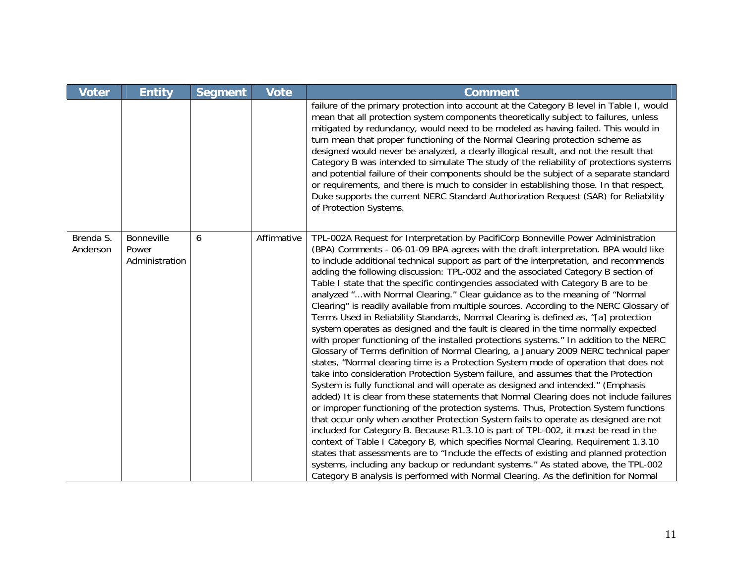| Voter | Entity | Segment | Vote | Comment |
|---|---|---|---|---|
| | | | | failure of the primary protection into account at the Category B level in Table I, would mean that all protection system components theoretically subject to failures, unless mitigated by redundancy, would need to be modeled as having failed. This would in turn mean that proper functioning of the Normal Clearing protection scheme as designed would never be analyzed, a clearly illogical result, and not the result that Category B was intended to simulate The study of the reliability of protections systems and potential failure of their components should be the subject of a separate standard or requirements, and there is much to consider in establishing those. In that respect, Duke supports the current NERC Standard Authorization Request (SAR) for Reliability of Protection Systems. |
| Brenda S. Anderson | Bonneville Power Administration | 6 | Affirmative | TPL-002A Request for Interpretation by PacifiCorp Bonneville Power Administration (BPA) Comments - 06-01-09 BPA agrees with the draft interpretation. BPA would like to include additional technical support as part of the interpretation, and recommends adding the following discussion: TPL-002 and the associated Category B section of Table I state that the specific contingencies associated with Category B are to be analyzed "…with Normal Clearing." Clear guidance as to the meaning of "Normal Clearing" is readily available from multiple sources. According to the NERC Glossary of Terms Used in Reliability Standards, Normal Clearing is defined as, "[a] protection system operates as designed and the fault is cleared in the time normally expected with proper functioning of the installed protections systems." In addition to the NERC Glossary of Terms definition of Normal Clearing, a January 2009 NERC technical paper states, "Normal clearing time is a Protection System mode of operation that does not take into consideration Protection System failure, and assumes that the Protection System is fully functional and will operate as designed and intended." (Emphasis added) It is clear from these statements that Normal Clearing does not include failures or improper functioning of the protection systems. Thus, Protection System functions that occur only when another Protection System fails to operate as designed are not included for Category B. Because R1.3.10 is part of TPL-002, it must be read in the context of Table I Category B, which specifies Normal Clearing. Requirement 1.3.10 states that assessments are to "Include the effects of existing and planned protection systems, including any backup or redundant systems." As stated above, the TPL-002 Category B analysis is performed with Normal Clearing. As the definition for Normal |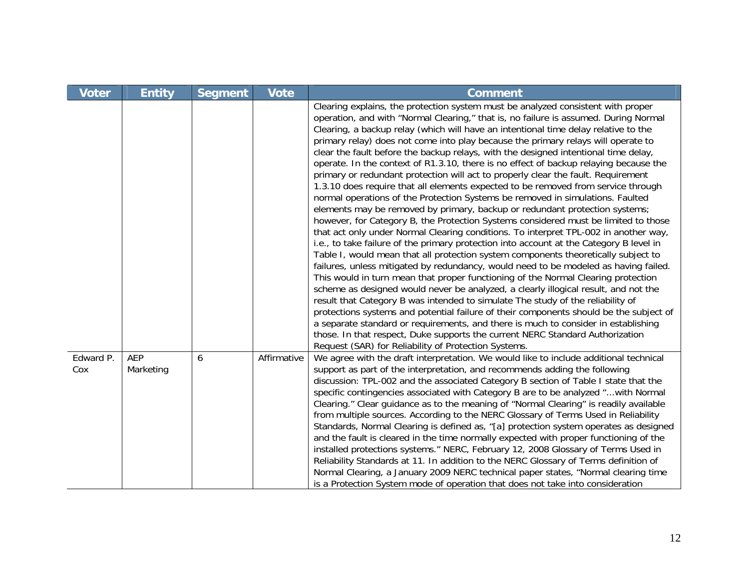| Voter | Entity | Segment | Vote | Comment |
|---|---|---|---|---|
| | | | | Clearing explains, the protection system must be analyzed consistent with proper operation, and with "Normal Clearing," that is, no failure is assumed. During Normal Clearing, a backup relay (which will have an intentional time delay relative to the primary relay) does not come into play because the primary relays will operate to clear the fault before the backup relays, with the designed intentional time delay, operate. In the context of R1.3.10, there is no effect of backup relaying because the primary or redundant protection will act to properly clear the fault. Requirement 1.3.10 does require that all elements expected to be removed from service through normal operations of the Protection Systems be removed in simulations. Faulted elements may be removed by primary, backup or redundant protection systems; however, for Category B, the Protection Systems considered must be limited to those that act only under Normal Clearing conditions. To interpret TPL-002 in another way, i.e., to take failure of the primary protection into account at the Category B level in Table I, would mean that all protection system components theoretically subject to failures, unless mitigated by redundancy, would need to be modeled as having failed. This would in turn mean that proper functioning of the Normal Clearing protection scheme as designed would never be analyzed, a clearly illogical result, and not the result that Category B was intended to simulate The study of the reliability of protections systems and potential failure of their components should be the subject of a separate standard or requirements, and there is much to consider in establishing those. In that respect, Duke supports the current NERC Standard Authorization Request (SAR) for Reliability of Protection Systems. |
| Edward P. Cox | AEP Marketing | 6 | Affirmative | We agree with the draft interpretation. We would like to include additional technical support as part of the interpretation, and recommends adding the following discussion: TPL-002 and the associated Category B section of Table I state that the specific contingencies associated with Category B are to be analyzed "...with Normal Clearing." Clear guidance as to the meaning of "Normal Clearing" is readily available from multiple sources. According to the NERC Glossary of Terms Used in Reliability Standards, Normal Clearing is defined as, "[a] protection system operates as designed and the fault is cleared in the time normally expected with proper functioning of the installed protections systems." NERC, February 12, 2008 Glossary of Terms Used in Reliability Standards at 11. In addition to the NERC Glossary of Terms definition of Normal Clearing, a January 2009 NERC technical paper states, "Normal clearing time is a Protection System mode of operation that does not take into consideration |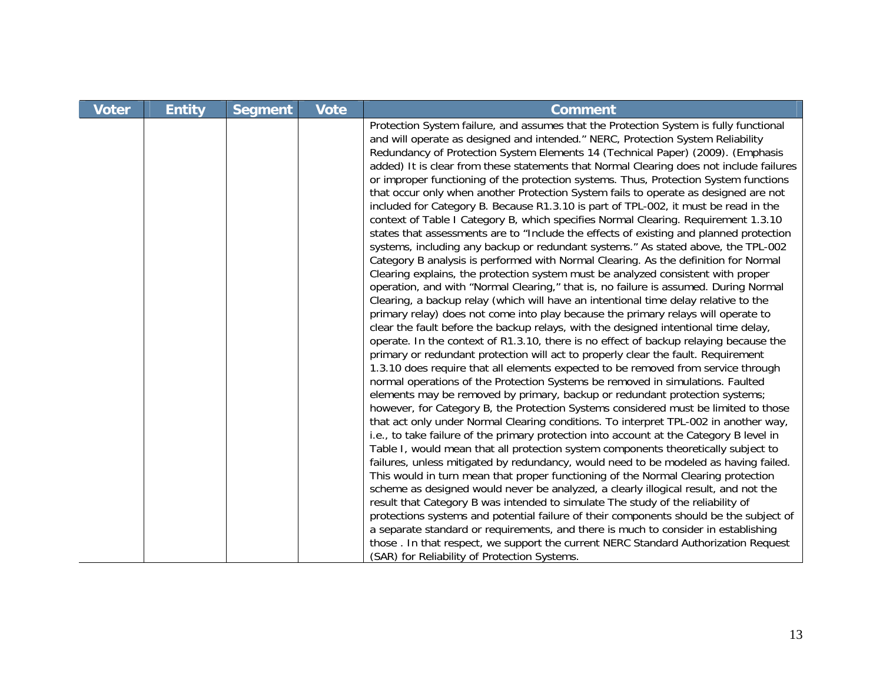| Voter | Entity | Segment | Vote | Comment |
|---|---|---|---|---|
| | | | | Protection System failure, and assumes that the Protection System is fully functional and will operate as designed and intended." NERC, Protection System Reliability Redundancy of Protection System Elements 14 (Technical Paper) (2009). (Emphasis added) It is clear from these statements that Normal Clearing does not include failures or improper functioning of the protection systems. Thus, Protection System functions that occur only when another Protection System fails to operate as designed are not included for Category B. Because R1.3.10 is part of TPL-002, it must be read in the context of Table I Category B, which specifies Normal Clearing. Requirement 1.3.10 states that assessments are to "Include the effects of existing and planned protection systems, including any backup or redundant systems." As stated above, the TPL-002 Category B analysis is performed with Normal Clearing. As the definition for Normal Clearing explains, the protection system must be analyzed consistent with proper operation, and with "Normal Clearing," that is, no failure is assumed. During Normal Clearing, a backup relay (which will have an intentional time delay relative to the primary relay) does not come into play because the primary relays will operate to clear the fault before the backup relays, with the designed intentional time delay, operate. In the context of R1.3.10, there is no effect of backup relaying because the primary or redundant protection will act to properly clear the fault. Requirement 1.3.10 does require that all elements expected to be removed from service through normal operations of the Protection Systems be removed in simulations. Faulted elements may be removed by primary, backup or redundant protection systems; however, for Category B, the Protection Systems considered must be limited to those that act only under Normal Clearing conditions. To interpret TPL-002 in another way, i.e., to take failure of the primary protection into account at the Category B level in Table I, would mean that all protection system components theoretically subject to failures, unless mitigated by redundancy, would need to be modeled as having failed. This would in turn mean that proper functioning of the Normal Clearing protection scheme as designed would never be analyzed, a clearly illogical result, and not the result that Category B was intended to simulate The study of the reliability of protections systems and potential failure of their components should be the subject of a separate standard or requirements, and there is much to consider in establishing those . In that respect, we support the current NERC Standard Authorization Request (SAR) for Reliability of Protection Systems. |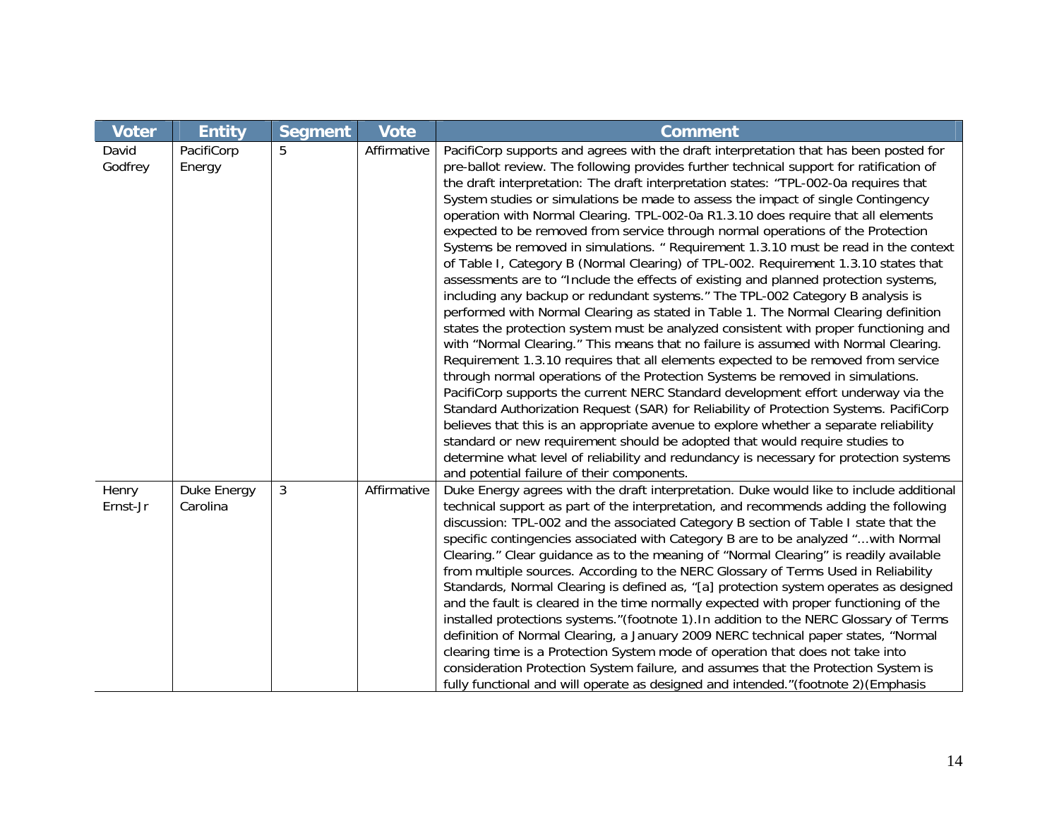| Voter | Entity | Segment | Vote | Comment |
|---|---|---|---|---|
| David Godfrey | PacifiCorp Energy | 5 | Affirmative | PacifiCorp supports and agrees with the draft interpretation that has been posted for pre-ballot review. The following provides further technical support for ratification of the draft interpretation: The draft interpretation states: "TPL-002-0a requires that System studies or simulations be made to assess the impact of single Contingency operation with Normal Clearing. TPL-002-0a R1.3.10 does require that all elements expected to be removed from service through normal operations of the Protection Systems be removed in simulations. " Requirement 1.3.10 must be read in the context of Table I, Category B (Normal Clearing) of TPL-002. Requirement 1.3.10 states that assessments are to "Include the effects of existing and planned protection systems, including any backup or redundant systems." The TPL-002 Category B analysis is performed with Normal Clearing as stated in Table 1. The Normal Clearing definition states the protection system must be analyzed consistent with proper functioning and with "Normal Clearing." This means that no failure is assumed with Normal Clearing. Requirement 1.3.10 requires that all elements expected to be removed from service through normal operations of the Protection Systems be removed in simulations. PacifiCorp supports the current NERC Standard development effort underway via the Standard Authorization Request (SAR) for Reliability of Protection Systems. PacifiCorp believes that this is an appropriate avenue to explore whether a separate reliability standard or new requirement should be adopted that would require studies to determine what level of reliability and redundancy is necessary for protection systems and potential failure of their components. |
| Henry Ernst-Jr | Duke Energy Carolina | 3 | Affirmative | Duke Energy agrees with the draft interpretation. Duke would like to include additional technical support as part of the interpretation, and recommends adding the following discussion: TPL-002 and the associated Category B section of Table I state that the specific contingencies associated with Category B are to be analyzed "...with Normal Clearing." Clear guidance as to the meaning of "Normal Clearing" is readily available from multiple sources. According to the NERC Glossary of Terms Used in Reliability Standards, Normal Clearing is defined as, "[a] protection system operates as designed and the fault is cleared in the time normally expected with proper functioning of the installed protections systems."(footnote 1).In addition to the NERC Glossary of Terms definition of Normal Clearing, a January 2009 NERC technical paper states, "Normal clearing time is a Protection System mode of operation that does not take into consideration Protection System failure, and assumes that the Protection System is fully functional and will operate as designed and intended."(footnote 2)(Emphasis |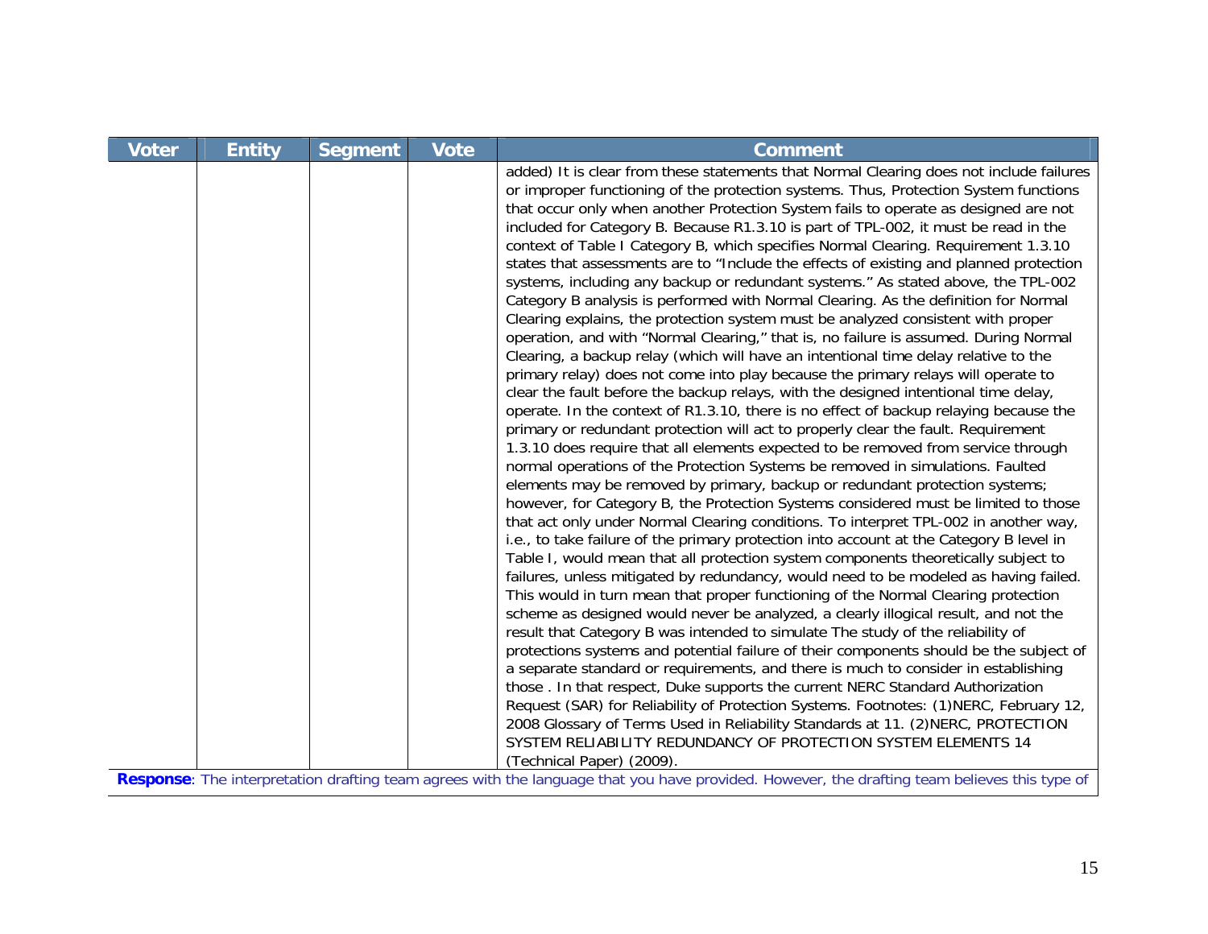| Voter | Entity | Segment | Vote | Comment |
|---|---|---|---|---|
| | | | | added) It is clear from these statements that Normal Clearing does not include failures or improper functioning of the protection systems. Thus, Protection System functions that occur only when another Protection System fails to operate as designed are not included for Category B. Because R1.3.10 is part of TPL-002, it must be read in the context of Table I Category B, which specifies Normal Clearing. Requirement 1.3.10 states that assessments are to "Include the effects of existing and planned protection systems, including any backup or redundant systems." As stated above, the TPL-002 Category B analysis is performed with Normal Clearing. As the definition for Normal Clearing explains, the protection system must be analyzed consistent with proper operation, and with "Normal Clearing," that is, no failure is assumed. During Normal Clearing, a backup relay (which will have an intentional time delay relative to the primary relay) does not come into play because the primary relays will operate to clear the fault before the backup relays, with the designed intentional time delay, operate. In the context of R1.3.10, there is no effect of backup relaying because the primary or redundant protection will act to properly clear the fault. Requirement 1.3.10 does require that all elements expected to be removed from service through normal operations of the Protection Systems be removed in simulations. Faulted elements may be removed by primary, backup or redundant protection systems; however, for Category B, the Protection Systems considered must be limited to those that act only under Normal Clearing conditions. To interpret TPL-002 in another way, i.e., to take failure of the primary protection into account at the Category B level in Table I, would mean that all protection system components theoretically subject to failures, unless mitigated by redundancy, would need to be modeled as having failed. This would in turn mean that proper functioning of the Normal Clearing protection scheme as designed would never be analyzed, a clearly illogical result, and not the result that Category B was intended to simulate The study of the reliability of protections systems and potential failure of their components should be the subject of a separate standard or requirements, and there is much to consider in establishing those . In that respect, Duke supports the current NERC Standard Authorization Request (SAR) for Reliability of Protection Systems. Footnotes: (1)NERC, February 12, 2008 Glossary of Terms Used in Reliability Standards at 11. (2)NERC, PROTECTION SYSTEM RELIABILITY REDUNDANCY OF PROTECTION SYSTEM ELEMENTS 14 (Technical Paper) (2009). |

**Response**: The interpretation drafting team agrees with the language that you have provided. However, the drafting team believes this type of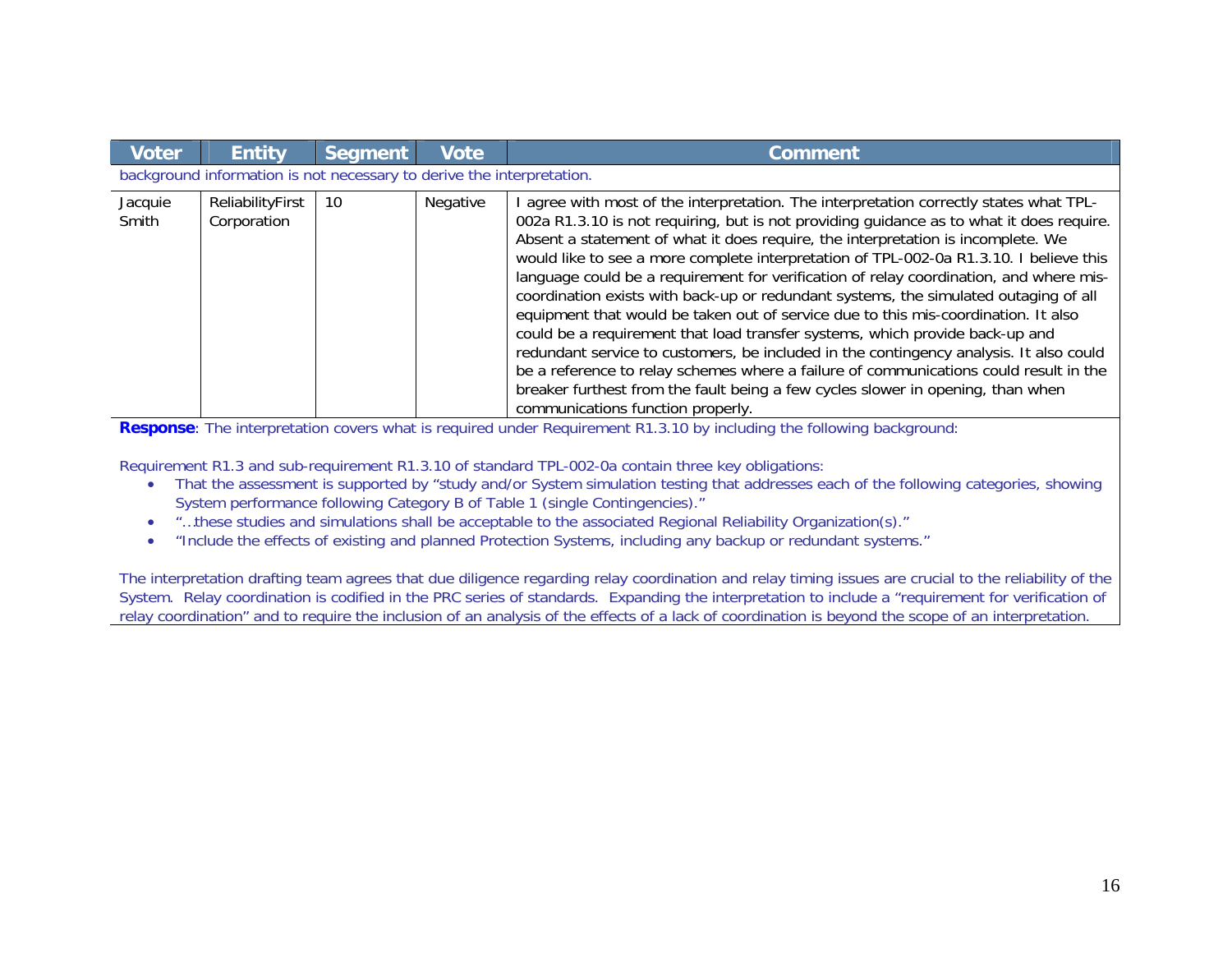| Voter | Entity | Segment | Vote | Comment |
|---|---|---|---|---|
| background information is not necessary to derive the interpretation. | | | | |
| Jacquie Smith | ReliabilityFirst Corporation | 10 | Negative | I agree with most of the interpretation. The interpretation correctly states what TPL-002a R1.3.10 is not requiring, but is not providing guidance as to what it does require. Absent a statement of what it does require, the interpretation is incomplete. We would like to see a more complete interpretation of TPL-002-0a R1.3.10. I believe this language could be a requirement for verification of relay coordination, and where mis-coordination exists with back-up or redundant systems, the simulated outaging of all equipment that would be taken out of service due to this mis-coordination. It also could be a requirement that load transfer systems, which provide back-up and redundant service to customers, be included in the contingency analysis. It also could be a reference to relay schemes where a failure of communications could result in the breaker furthest from the fault being a few cycles slower in opening, than when communications function properly. |

**Response**: The interpretation covers what is required under Requirement R1.3.10 by including the following background:

Requirement R1.3 and sub-requirement R1.3.10 of standard TPL-002-0a contain three key obligations:

- That the assessment is supported by "study and/or System simulation testing that addresses each of the following categories, showing System performance following Category B of Table 1 (single Contingencies)."
- "…these studies and simulations shall be acceptable to the associated Regional Reliability Organization(s)."
- "Include the effects of existing and planned Protection Systems, including any backup or redundant systems."

The interpretation drafting team agrees that due diligence regarding relay coordination and relay timing issues are crucial to the reliability of the System. Relay coordination is codified in the PRC series of standards. Expanding the interpretation to include a "requirement for verification of relay coordination" and to require the inclusion of an analysis of the effects of a lack of coordination is beyond the scope of an interpretation.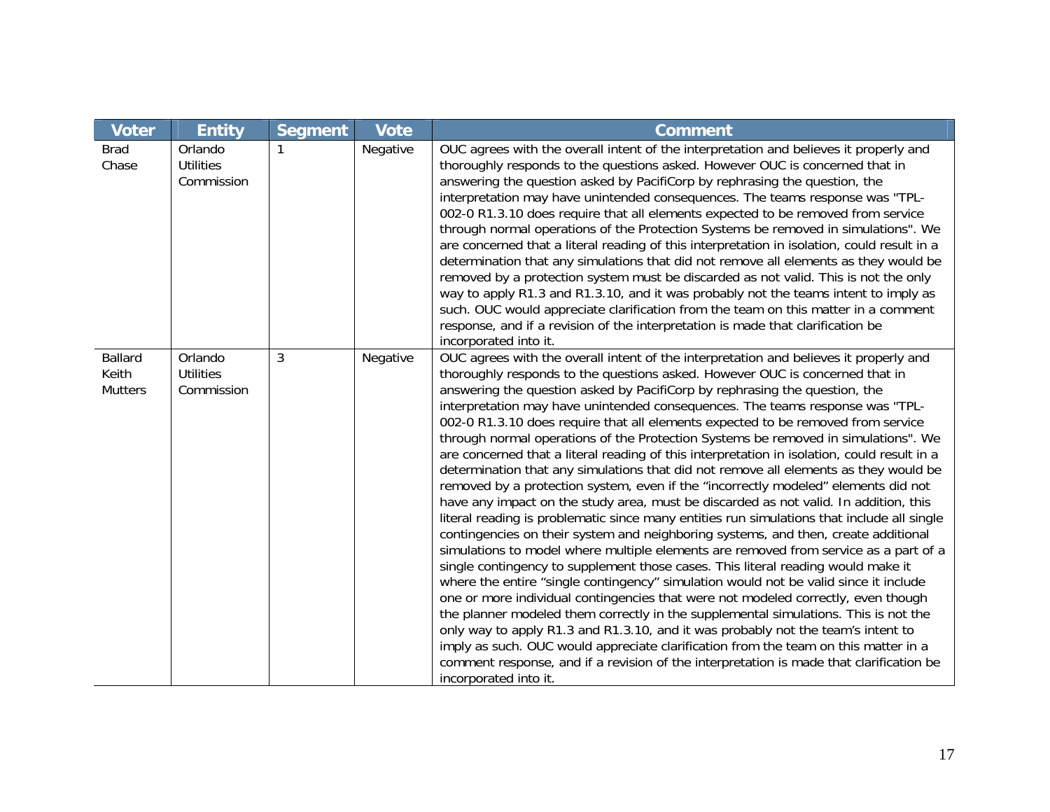| Voter | Entity | Segment | Vote | Comment |
|---|---|---|---|---|
| Brad Chase | Orlando Utilities Commission | 1 | Negative | OUC agrees with the overall intent of the interpretation and believes it properly and thoroughly responds to the questions asked. However OUC is concerned that in answering the question asked by PacifiCorp by rephrasing the question, the interpretation may have unintended consequences. The teams response was "TPL-002-0 R1.3.10 does require that all elements expected to be removed from service through normal operations of the Protection Systems be removed in simulations". We are concerned that a literal reading of this interpretation in isolation, could result in a determination that any simulations that did not remove all elements as they would be removed by a protection system must be discarded as not valid. This is not the only way to apply R1.3 and R1.3.10, and it was probably not the teams intent to imply as such. OUC would appreciate clarification from the team on this matter in a comment response, and if a revision of the interpretation is made that clarification be incorporated into it. |
| Ballard Keith Mutters | Orlando Utilities Commission | 3 | Negative | OUC agrees with the overall intent of the interpretation and believes it properly and thoroughly responds to the questions asked. However OUC is concerned that in answering the question asked by PacifiCorp by rephrasing the question, the interpretation may have unintended consequences. The teams response was "TPL-002-0 R1.3.10 does require that all elements expected to be removed from service through normal operations of the Protection Systems be removed in simulations". We are concerned that a literal reading of this interpretation in isolation, could result in a determination that any simulations that did not remove all elements as they would be removed by a protection system, even if the "incorrectly modeled" elements did not have any impact on the study area, must be discarded as not valid. In addition, this literal reading is problematic since many entities run simulations that include all single contingencies on their system and neighboring systems, and then, create additional simulations to model where multiple elements are removed from service as a part of a single contingency to supplement those cases. This literal reading would make it where the entire "single contingency" simulation would not be valid since it include one or more individual contingencies that were not modeled correctly, even though the planner modeled them correctly in the supplemental simulations. This is not the only way to apply R1.3 and R1.3.10, and it was probably not the team's intent to imply as such. OUC would appreciate clarification from the team on this matter in a comment response, and if a revision of the interpretation is made that clarification be incorporated into it. |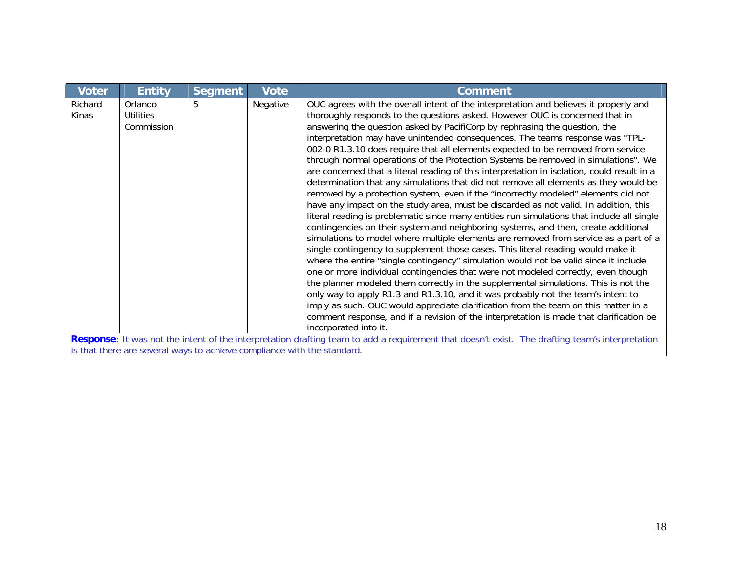| Voter | Entity | Segment | Vote | Comment |
|---|---|---|---|---|
| Richard Kinas | Orlando Utilities Commission | 5 | Negative | OUC agrees with the overall intent of the interpretation and believes it properly and thoroughly responds to the questions asked. However OUC is concerned that in answering the question asked by PacifiCorp by rephrasing the question, the interpretation may have unintended consequences. The teams response was "TPL-002-0 R1.3.10 does require that all elements expected to be removed from service through normal operations of the Protection Systems be removed in simulations". We are concerned that a literal reading of this interpretation in isolation, could result in a determination that any simulations that did not remove all elements as they would be removed by a protection system, even if the "incorrectly modeled" elements did not have any impact on the study area, must be discarded as not valid. In addition, this literal reading is problematic since many entities run simulations that include all single contingencies on their system and neighboring systems, and then, create additional simulations to model where multiple elements are removed from service as a part of a single contingency to supplement those cases. This literal reading would make it where the entire "single contingency" simulation would not be valid since it include one or more individual contingencies that were not modeled correctly, even though the planner modeled them correctly in the supplemental simulations. This is not the only way to apply R1.3 and R1.3.10, and it was probably not the team's intent to imply as such. OUC would appreciate clarification from the team on this matter in a comment response, and if a revision of the interpretation is made that clarification be incorporated into it. |

**Response**: It was not the intent of the interpretation drafting team to add a requirement that doesn't exist. The drafting team's interpretation is that there are several ways to achieve compliance with the standard.